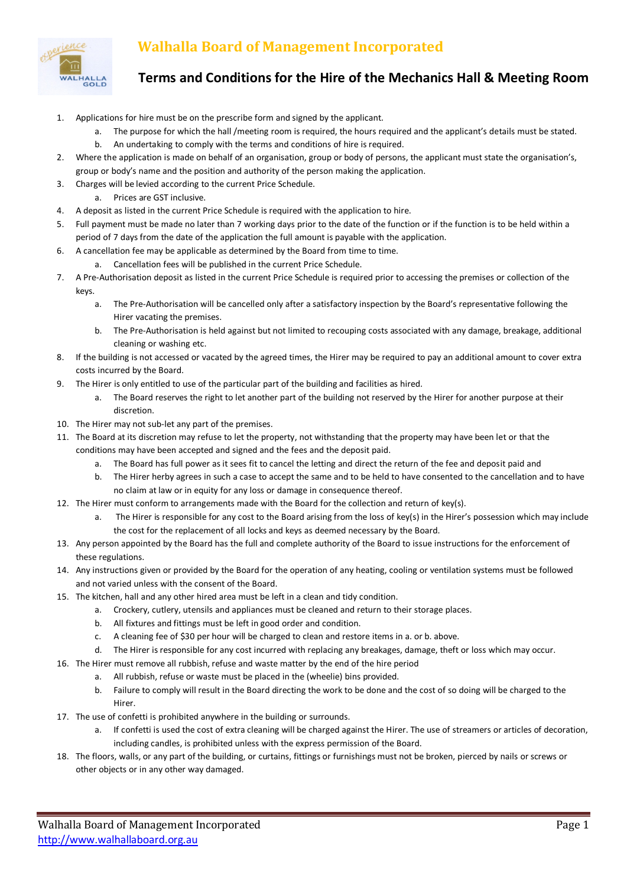# Walhalla Board of Management Incorporated

## Terms and Conditions for the Hire of the Mechanics Hall & Meeting Room

1. Applications for hire must be on the prescribe form and signed by the applicant.
    a. The purpose for which the hall /meeting room is required, the hours required and the applicant's details must be stated.
    b. An undertaking to comply with the terms and conditions of hire is required.
2. Where the application is made on behalf of an organisation, group or body of persons, the applicant must state the organisation's, group or body's name and the position and authority of the person making the application.
3. Charges will be levied according to the current Price Schedule.
    a. Prices are GST inclusive.
4. A deposit as listed in the current Price Schedule is required with the application to hire.
5. Full payment must be made no later than 7 working days prior to the date of the function or if the function is to be held within a period of 7 days from the date of the application the full amount is payable with the application.
6. A cancellation fee may be applicable as determined by the Board from time to time.
    a. Cancellation fees will be published in the current Price Schedule.
7. A Pre-Authorisation deposit as listed in the current Price Schedule is required prior to accessing the premises or collection of the keys.
    a. The Pre-Authorisation will be cancelled only after a satisfactory inspection by the Board's representative following the Hirer vacating the premises.
    b. The Pre-Authorisation is held against but not limited to recouping costs associated with any damage, breakage, additional cleaning or washing etc.
8. If the building is not accessed or vacated by the agreed times, the Hirer may be required to pay an additional amount to cover extra costs incurred by the Board.
9. The Hirer is only entitled to use of the particular part of the building and facilities as hired.
    a. The Board reserves the right to let another part of the building not reserved by the Hirer for another purpose at their discretion.
10. The Hirer may not sub-let any part of the premises.
11. The Board at its discretion may refuse to let the property, not withstanding that the property may have been let or that the conditions may have been accepted and signed and the fees and the deposit paid.
    a. The Board has full power as it sees fit to cancel the letting and direct the return of the fee and deposit paid and
    b. The Hirer herby agrees in such a case to accept the same and to be held to have consented to the cancellation and to have no claim at law or in equity for any loss or damage in consequence thereof.
12. The Hirer must conform to arrangements made with the Board for the collection and return of key(s).
    a. The Hirer is responsible for any cost to the Board arising from the loss of key(s) in the Hirer's possession which may include the cost for the replacement of all locks and keys as deemed necessary by the Board.
13. Any person appointed by the Board has the full and complete authority of the Board to issue instructions for the enforcement of these regulations.
14. Any instructions given or provided by the Board for the operation of any heating, cooling or ventilation systems must be followed and not varied unless with the consent of the Board.
15. The kitchen, hall and any other hired area must be left in a clean and tidy condition.
    a. Crockery, cutlery, utensils and appliances must be cleaned and return to their storage places.
    b. All fixtures and fittings must be left in good order and condition.
    c. A cleaning fee of $30 per hour will be charged to clean and restore items in a. or b. above.
    d. The Hirer is responsible for any cost incurred with replacing any breakages, damage, theft or loss which may occur.
16. The Hirer must remove all rubbish, refuse and waste matter by the end of the hire period
    a. All rubbish, refuse or waste must be placed in the (wheelie) bins provided.
    b. Failure to comply will result in the Board directing the work to be done and the cost of so doing will be charged to the Hirer.
17. The use of confetti is prohibited anywhere in the building or surrounds.
    a. If confetti is used the cost of extra cleaning will be charged against the Hirer. The use of streamers or articles of decoration, including candles, is prohibited unless with the express permission of the Board.
18. The floors, walls, or any part of the building, or curtains, fittings or furnishings must not be broken, pierced by nails or screws or other objects or in any other way damaged.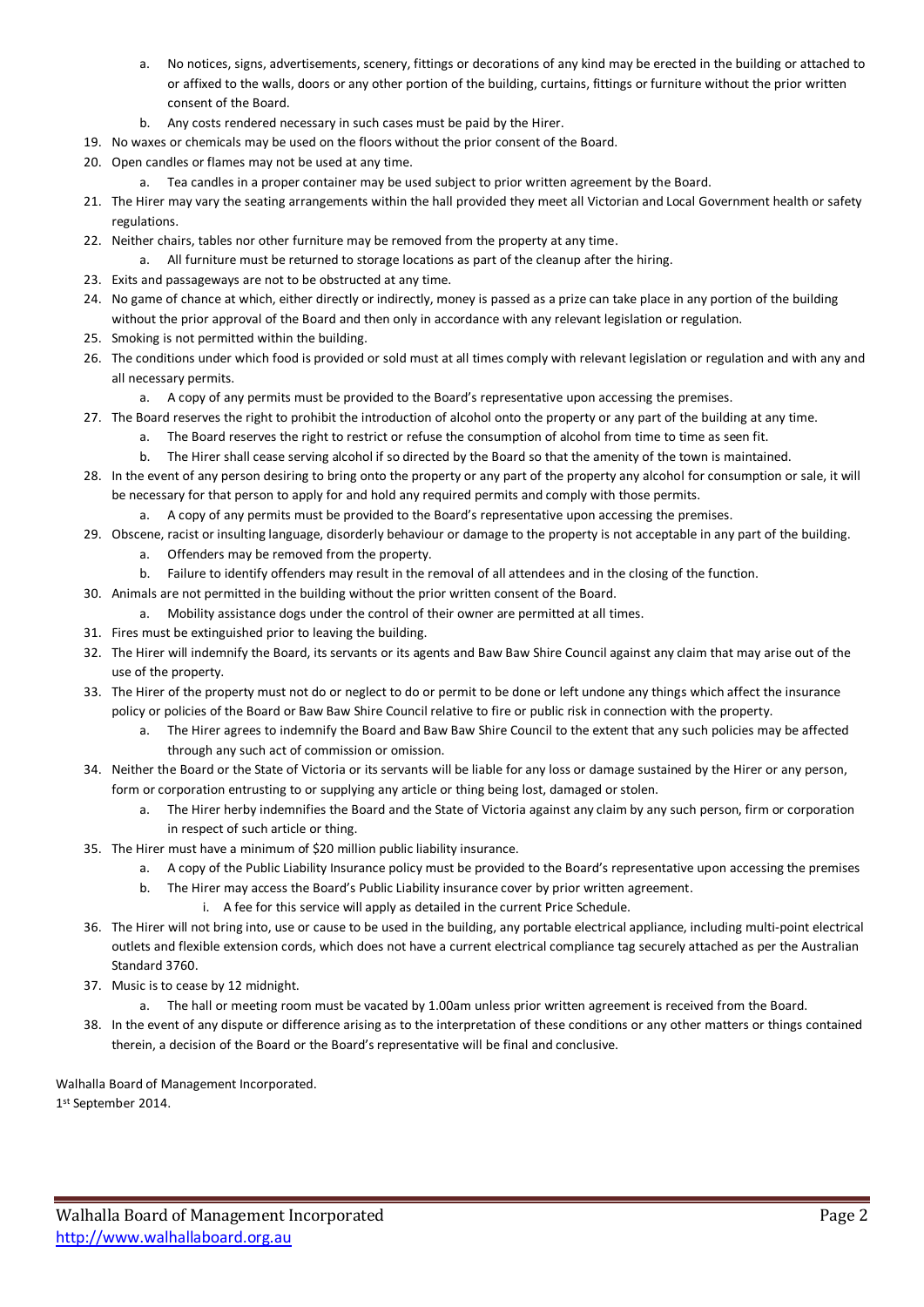a. No notices, signs, advertisements, scenery, fittings or decorations of any kind may be erected in the building or attached to or affixed to the walls, doors or any other portion of the building, curtains, fittings or furniture without the prior written consent of the Board.
   b. Any costs rendered necessary in such cases must be paid by the Hirer.

19. No waxes or chemicals may be used on the floors without the prior consent of the Board.
20. Open candles or flames may not be used at any time.
    a. Tea candles in a proper container may be used subject to prior written agreement by the Board.
21. The Hirer may vary the seating arrangements within the hall provided they meet all Victorian and Local Government health or safety regulations.
22. Neither chairs, tables nor other furniture may be removed from the property at any time.
    a. All furniture must be returned to storage locations as part of the cleanup after the hiring.
23. Exits and passageways are not to be obstructed at any time.
24. No game of chance at which, either directly or indirectly, money is passed as a prize can take place in any portion of the building without the prior approval of the Board and then only in accordance with any relevant legislation or regulation.
25. Smoking is not permitted within the building.
26. The conditions under which food is provided or sold must at all times comply with relevant legislation or regulation and with any and all necessary permits.
    a. A copy of any permits must be provided to the Board's representative upon accessing the premises.
27. The Board reserves the right to prohibit the introduction of alcohol onto the property or any part of the building at any time.
    a. The Board reserves the right to restrict or refuse the consumption of alcohol from time to time as seen fit.
    b. The Hirer shall cease serving alcohol if so directed by the Board so that the amenity of the town is maintained.
28. In the event of any person desiring to bring onto the property or any part of the property any alcohol for consumption or sale, it will be necessary for that person to apply for and hold any required permits and comply with those permits.
    a. A copy of any permits must be provided to the Board's representative upon accessing the premises.
29. Obscene, racist or insulting language, disorderly behaviour or damage to the property is not acceptable in any part of the building.
    a. Offenders may be removed from the property.
    b. Failure to identify offenders may result in the removal of all attendees and in the closing of the function.
30. Animals are not permitted in the building without the prior written consent of the Board.
    a. Mobility assistance dogs under the control of their owner are permitted at all times.
31. Fires must be extinguished prior to leaving the building.
32. The Hirer will indemnify the Board, its servants or its agents and Baw Baw Shire Council against any claim that may arise out of the use of the property.
33. The Hirer of the property must not do or neglect to do or permit to be done or left undone any things which affect the insurance policy or policies of the Board or Baw Baw Shire Council relative to fire or public risk in connection with the property.
    a. The Hirer agrees to indemnify the Board and Baw Baw Shire Council to the extent that any such policies may be affected through any such act of commission or omission.
34. Neither the Board or the State of Victoria or its servants will be liable for any loss or damage sustained by the Hirer or any person, form or corporation entrusting to or supplying any article or thing being lost, damaged or stolen.
    a. The Hirer herby indemnifies the Board and the State of Victoria against any claim by any such person, firm or corporation in respect of such article or thing.
35. The Hirer must have a minimum of $20 million public liability insurance.
    a. A copy of the Public Liability Insurance policy must be provided to the Board's representative upon accessing the premises
    b. The Hirer may access the Board's Public Liability insurance cover by prior written agreement.
       i. A fee for this service will apply as detailed in the current Price Schedule.
36. The Hirer will not bring into, use or cause to be used in the building, any portable electrical appliance, including multi-point electrical outlets and flexible extension cords, which does not have a current electrical compliance tag securely attached as per the Australian Standard 3760.
37. Music is to cease by 12 midnight.
    a. The hall or meeting room must be vacated by 1.00am unless prior written agreement is received from the Board.
38. In the event of any dispute or difference arising as to the interpretation of these conditions or any other matters or things contained therein, a decision of the Board or the Board's representative will be final and conclusive.

Walhalla Board of Management Incorporated.
1st September 2014.